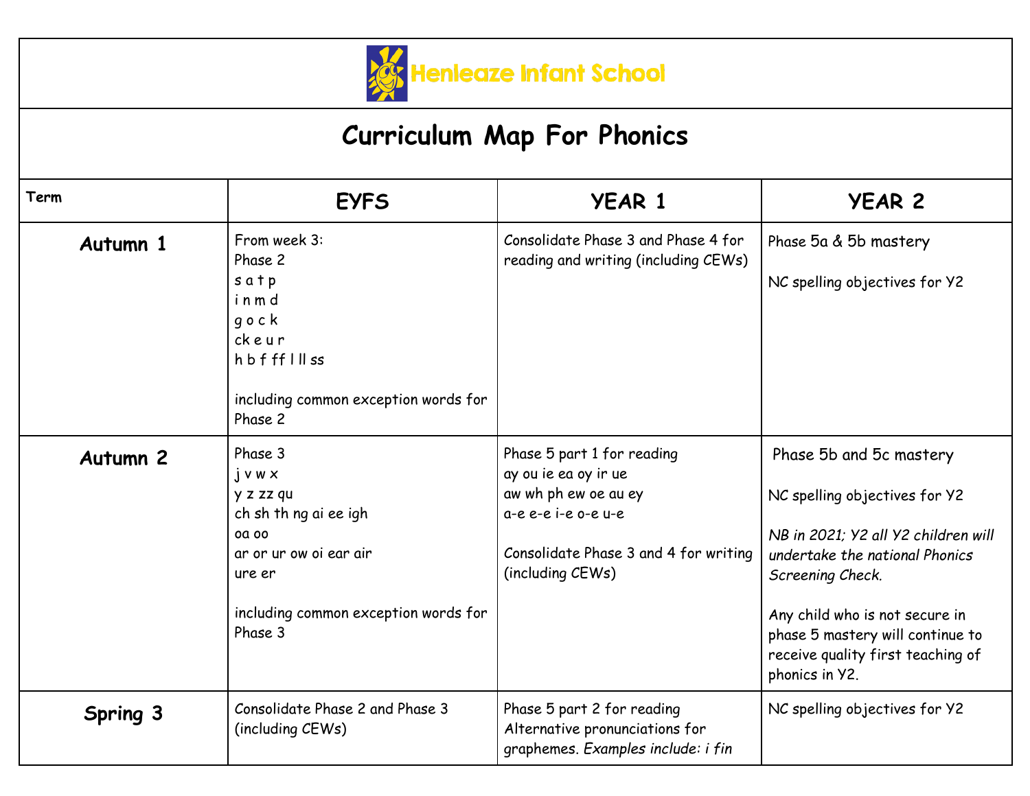# Henleaze Infant School

# Curriculum Map For Phonics

| Term | EYFS | YEAR 1 | YEAR 2 |
|---|---|---|---|
| **Autumn 1** | From week 3:<br>Phase 2<br>s a t p<br>i n m d<br>g o c k<br>ck e u r<br>h b f ff l ll ss<br><br>including common exception words for Phase 2 | Consolidate Phase 3 and Phase 4 for reading and writing (including CEWs) | Phase 5a & 5b mastery<br><br>NC spelling objectives for Y2 |
| **Autumn 2** | Phase 3<br>j v w x<br>y z zz qu<br>ch sh th ng ai ee igh<br>oa oo<br>ar or ur ow oi ear air<br>ure er<br><br>including common exception words for Phase 3 | Phase 5 part 1 for reading<br>ay ou ie ea oy ir ue<br>aw wh ph ew oe au ey<br>a-e e-e i-e o-e u-e<br><br>Consolidate Phase 3 and 4 for writing (including CEWs) | Phase 5b and 5c mastery<br><br>NC spelling objectives for Y2<br><br>*NB in 2021; Y2 all Y2 children will undertake the national Phonics Screening Check.*<br><br>Any child who is not secure in phase 5 mastery will continue to receive quality first teaching of phonics in Y2. |
| **Spring 3** | Consolidate Phase 2 and Phase 3 (including CEWs) | Phase 5 part 2 for reading<br>Alternative pronunciations for graphemes. *Examples include: i fin* | NC spelling objectives for Y2 |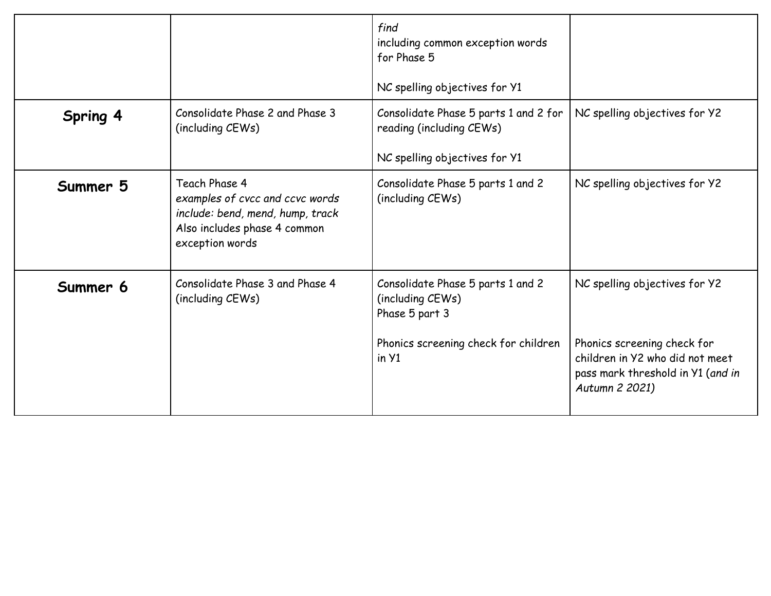| | | | |
|---|---|---|---|
| | | *find*<br>including common exception words for Phase 5<br><br>NC spelling objectives for Y1 | |
| **Spring 4** | Consolidate Phase 2 and Phase 3 (including CEWs) | Consolidate Phase 5 parts 1 and 2 for reading (including CEWs)<br><br>NC spelling objectives for Y1 | NC spelling objectives for Y2 |
| **Summer 5** | Teach Phase 4<br>*examples of cvcc and ccvc words include: bend, mend, hump, track*<br>Also includes phase 4 common exception words | Consolidate Phase 5 parts 1 and 2 (including CEWs) | NC spelling objectives for Y2 |
| **Summer 6** | Consolidate Phase 3 and Phase 4 (including CEWs) | Consolidate Phase 5 parts 1 and 2 (including CEWs)<br>Phase 5 part 3<br><br>Phonics screening check for children in Y1 | NC spelling objectives for Y2<br><br>Phonics screening check for children in Y2 who did not meet pass mark threshold in Y1 (*and in Autumn 2 2021)* |